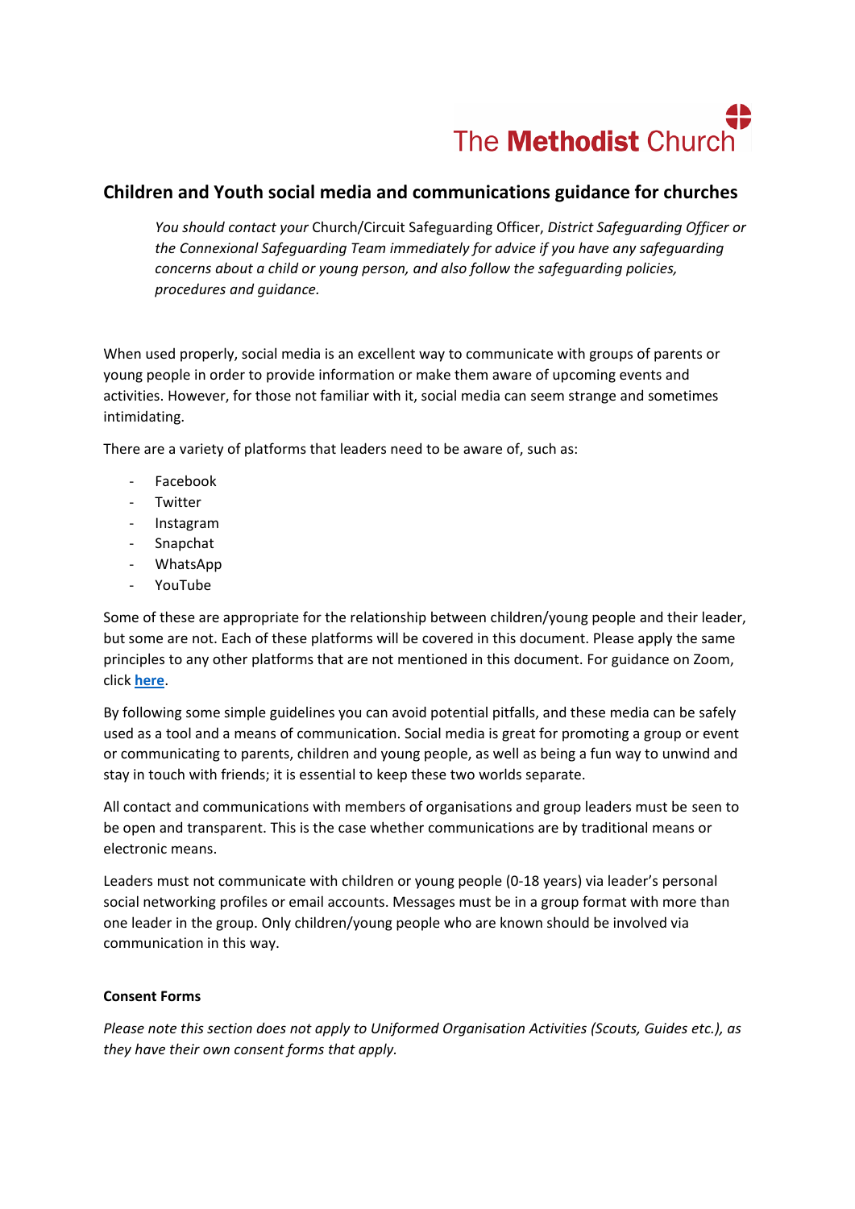The **Methodist** Church

## Children and Youth social media and communications guidance for churches

> *You should contact your* Church/Circuit Safeguarding Officer, *District Safeguarding Officer or the Connexional Safeguarding Team immediately for advice if you have any safeguarding concerns about a child or young person, and also follow the safeguarding policies, procedures and guidance.*

When used properly, social media is an excellent way to communicate with groups of parents or young people in order to provide information or make them aware of upcoming events and activities. However, for those not familiar with it, social media can seem strange and sometimes intimidating.

There are a variety of platforms that leaders need to be aware of, such as:

- Facebook
- Twitter
- Instagram
- Snapchat
- WhatsApp
- YouTube

Some of these are appropriate for the relationship between children/young people and their leader, but some are not. Each of these platforms will be covered in this document. Please apply the same principles to any other platforms that are not mentioned in this document. For guidance on Zoom, click **here**.

By following some simple guidelines you can avoid potential pitfalls, and these media can be safely used as a tool and a means of communication. Social media is great for promoting a group or event or communicating to parents, children and young people, as well as being a fun way to unwind and stay in touch with friends; it is essential to keep these two worlds separate.

All contact and communications with members of organisations and group leaders must be seen to be open and transparent. This is the case whether communications are by traditional means or electronic means.

Leaders must not communicate with children or young people (0-18 years) via leader's personal social networking profiles or email accounts. Messages must be in a group format with more than one leader in the group. Only children/young people who are known should be involved via communication in this way.

**Consent Forms**

*Please note this section does not apply to Uniformed Organisation Activities (Scouts, Guides etc.), as they have their own consent forms that apply.*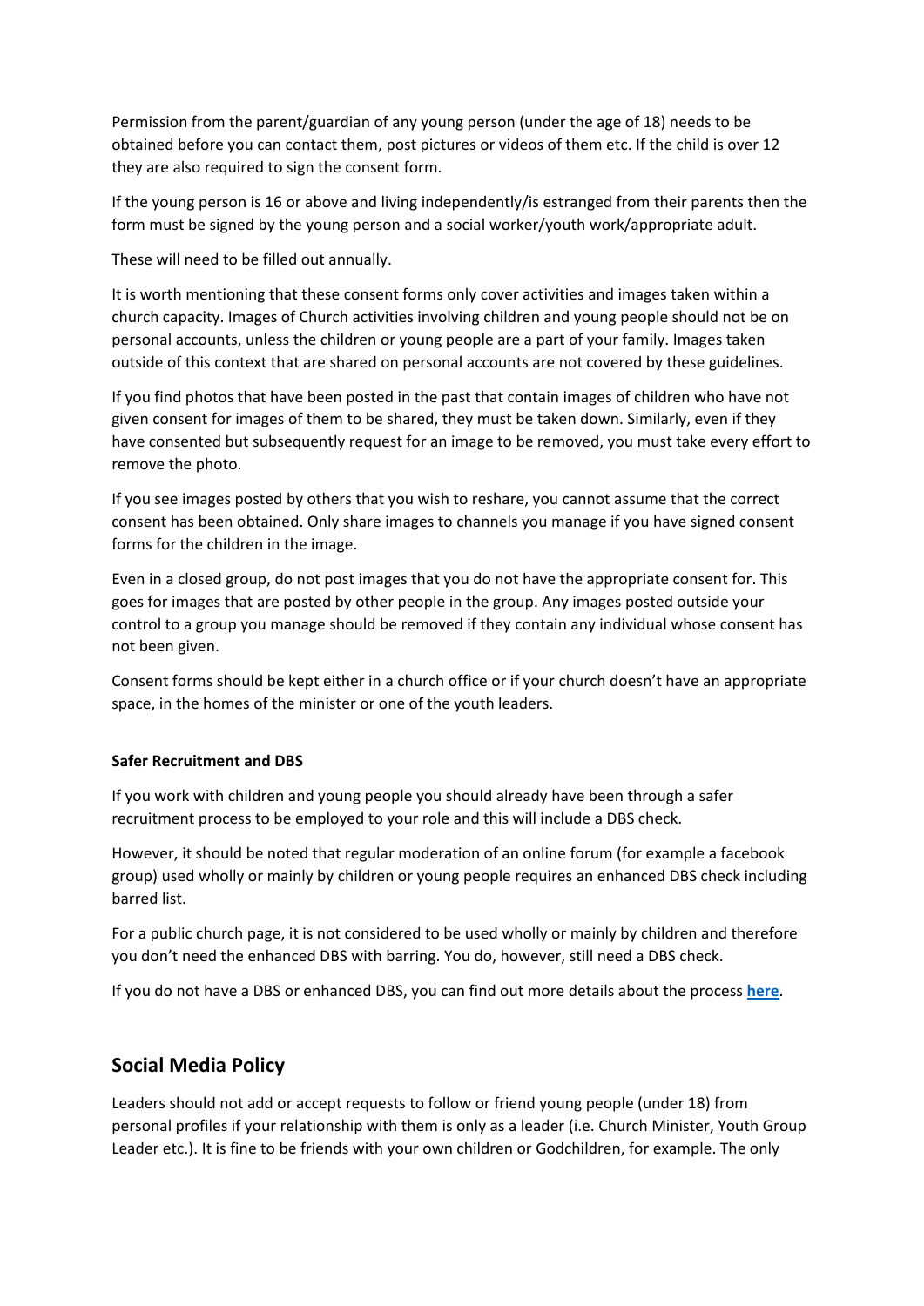Permission from the parent/guardian of any young person (under the age of 18) needs to be obtained before you can contact them, post pictures or videos of them etc. If the child is over 12 they are also required to sign the consent form.

If the young person is 16 or above and living independently/is estranged from their parents then the form must be signed by the young person and a social worker/youth work/appropriate adult.

These will need to be filled out annually.

It is worth mentioning that these consent forms only cover activities and images taken within a church capacity. Images of Church activities involving children and young people should not be on personal accounts, unless the children or young people are a part of your family. Images taken outside of this context that are shared on personal accounts are not covered by these guidelines.

If you find photos that have been posted in the past that contain images of children who have not given consent for images of them to be shared, they must be taken down. Similarly, even if they have consented but subsequently request for an image to be removed, you must take every effort to remove the photo.

If you see images posted by others that you wish to reshare, you cannot assume that the correct consent has been obtained. Only share images to channels you manage if you have signed consent forms for the children in the image.

Even in a closed group, do not post images that you do not have the appropriate consent for. This goes for images that are posted by other people in the group. Any images posted outside your control to a group you manage should be removed if they contain any individual whose consent has not been given.

Consent forms should be kept either in a church office or if your church doesn't have an appropriate space, in the homes of the minister or one of the youth leaders.

**Safer Recruitment and DBS**

If you work with children and young people you should already have been through a safer recruitment process to be employed to your role and this will include a DBS check.

However, it should be noted that regular moderation of an online forum (for example a facebook group) used wholly or mainly by children or young people requires an enhanced DBS check including barred list.

For a public church page, it is not considered to be used wholly or mainly by children and therefore you don't need the enhanced DBS with barring. You do, however, still need a DBS check.

If you do not have a DBS or enhanced DBS, you can find out more details about the process **here**.

## Social Media Policy

Leaders should not add or accept requests to follow or friend young people (under 18) from personal profiles if your relationship with them is only as a leader (i.e. Church Minister, Youth Group Leader etc.). It is fine to be friends with your own children or Godchildren, for example. The only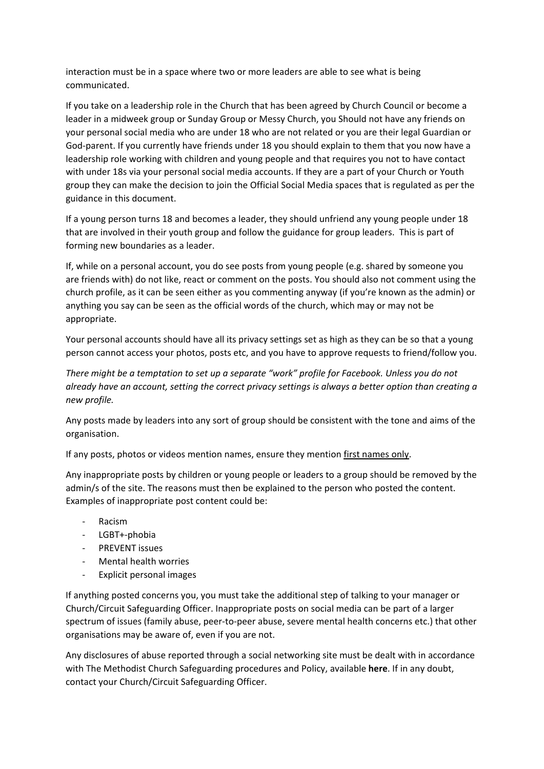interaction must be in a space where two or more leaders are able to see what is being communicated.

If you take on a leadership role in the Church that has been agreed by Church Council or become a leader in a midweek group or Sunday Group or Messy Church, you Should not have any friends on your personal social media who are under 18 who are not related or you are their legal Guardian or God-parent. If you currently have friends under 18 you should explain to them that you now have a leadership role working with children and young people and that requires you not to have contact with under 18s via your personal social media accounts. If they are a part of your Church or Youth group they can make the decision to join the Official Social Media spaces that is regulated as per the guidance in this document.

If a young person turns 18 and becomes a leader, they should unfriend any young people under 18 that are involved in their youth group and follow the guidance for group leaders. This is part of forming new boundaries as a leader.

If, while on a personal account, you do see posts from young people (e.g. shared by someone you are friends with) do not like, react or comment on the posts. You should also not comment using the church profile, as it can be seen either as you commenting anyway (if you're known as the admin) or anything you say can be seen as the official words of the church, which may or may not be appropriate.

Your personal accounts should have all its privacy settings set as high as they can be so that a young person cannot access your photos, posts etc, and you have to approve requests to friend/follow you.

*There might be a temptation to set up a separate "work" profile for Facebook. Unless you do not already have an account, setting the correct privacy settings is always a better option than creating a new profile.*

Any posts made by leaders into any sort of group should be consistent with the tone and aims of the organisation.

If any posts, photos or videos mention names, ensure they mention <u>first names only</u>.

Any inappropriate posts by children or young people or leaders to a group should be removed by the admin/s of the site. The reasons must then be explained to the person who posted the content. Examples of inappropriate post content could be:

- Racism
- LGBT+-phobia
- PREVENT issues
- Mental health worries
- Explicit personal images

If anything posted concerns you, you must take the additional step of talking to your manager or Church/Circuit Safeguarding Officer. Inappropriate posts on social media can be part of a larger spectrum of issues (family abuse, peer-to-peer abuse, severe mental health concerns etc.) that other organisations may be aware of, even if you are not.

Any disclosures of abuse reported through a social networking site must be dealt with in accordance with The Methodist Church Safeguarding procedures and Policy, available **here**. If in any doubt, contact your Church/Circuit Safeguarding Officer.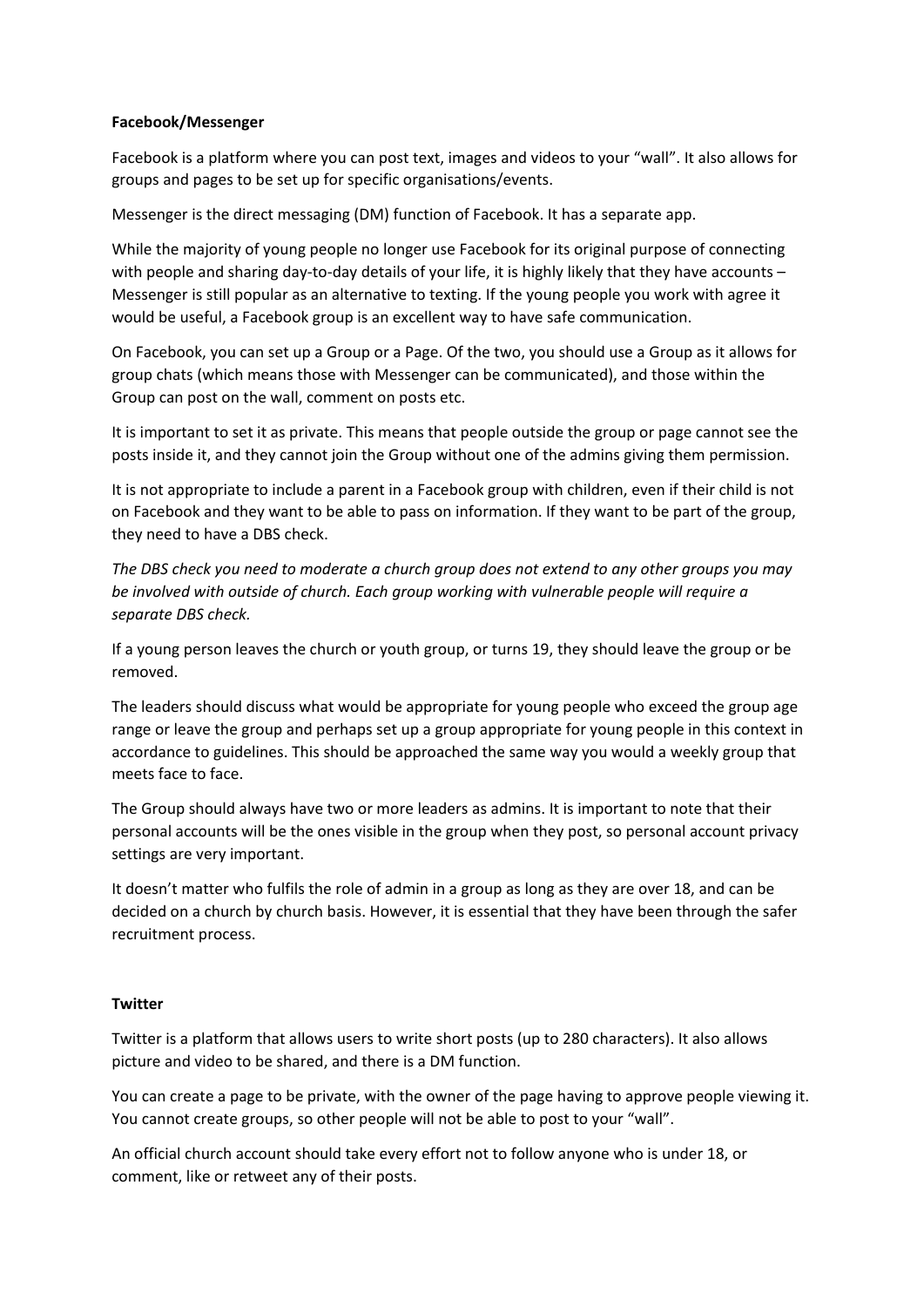**Facebook/Messenger**

Facebook is a platform where you can post text, images and videos to your "wall". It also allows for groups and pages to be set up for specific organisations/events.

Messenger is the direct messaging (DM) function of Facebook. It has a separate app.

While the majority of young people no longer use Facebook for its original purpose of connecting with people and sharing day-to-day details of your life, it is highly likely that they have accounts – Messenger is still popular as an alternative to texting. If the young people you work with agree it would be useful, a Facebook group is an excellent way to have safe communication.

On Facebook, you can set up a Group or a Page. Of the two, you should use a Group as it allows for group chats (which means those with Messenger can be communicated), and those within the Group can post on the wall, comment on posts etc.

It is important to set it as private. This means that people outside the group or page cannot see the posts inside it, and they cannot join the Group without one of the admins giving them permission.

It is not appropriate to include a parent in a Facebook group with children, even if their child is not on Facebook and they want to be able to pass on information. If they want to be part of the group, they need to have a DBS check.

*The DBS check you need to moderate a church group does not extend to any other groups you may be involved with outside of church. Each group working with vulnerable people will require a separate DBS check.*

If a young person leaves the church or youth group, or turns 19, they should leave the group or be removed.

The leaders should discuss what would be appropriate for young people who exceed the group age range or leave the group and perhaps set up a group appropriate for young people in this context in accordance to guidelines. This should be approached the same way you would a weekly group that meets face to face.

The Group should always have two or more leaders as admins. It is important to note that their personal accounts will be the ones visible in the group when they post, so personal account privacy settings are very important.

It doesn't matter who fulfils the role of admin in a group as long as they are over 18, and can be decided on a church by church basis. However, it is essential that they have been through the safer recruitment process.

**Twitter**

Twitter is a platform that allows users to write short posts (up to 280 characters). It also allows picture and video to be shared, and there is a DM function.

You can create a page to be private, with the owner of the page having to approve people viewing it. You cannot create groups, so other people will not be able to post to your "wall".

An official church account should take every effort not to follow anyone who is under 18, or comment, like or retweet any of their posts.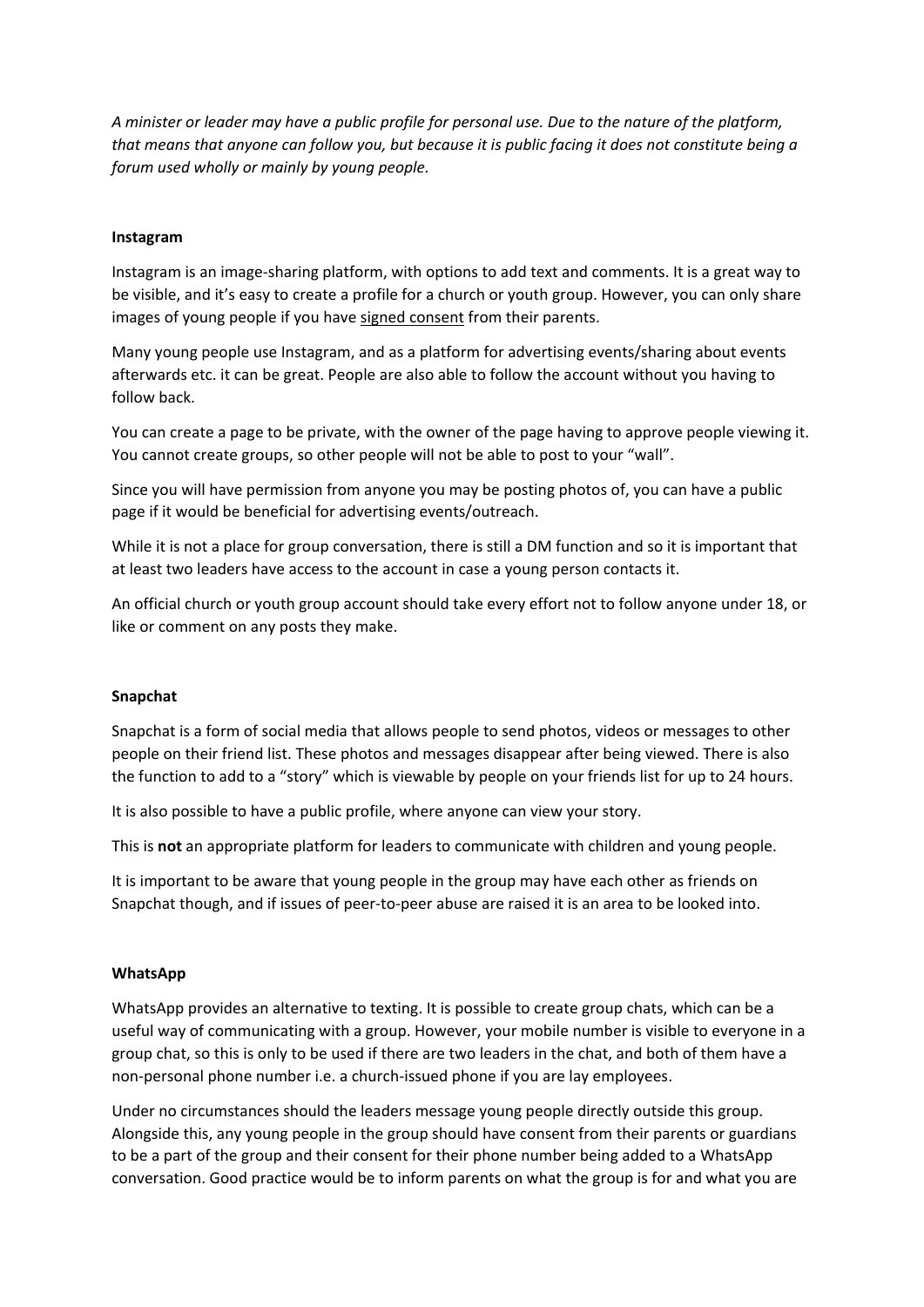*A minister or leader may have a public profile for personal use. Due to the nature of the platform, that means that anyone can follow you, but because it is public facing it does not constitute being a forum used wholly or mainly by young people.*

**Instagram**

Instagram is an image-sharing platform, with options to add text and comments. It is a great way to be visible, and it's easy to create a profile for a church or youth group. However, you can only share images of young people if you have signed consent from their parents.

Many young people use Instagram, and as a platform for advertising events/sharing about events afterwards etc. it can be great. People are also able to follow the account without you having to follow back.

You can create a page to be private, with the owner of the page having to approve people viewing it. You cannot create groups, so other people will not be able to post to your "wall".

Since you will have permission from anyone you may be posting photos of, you can have a public page if it would be beneficial for advertising events/outreach.

While it is not a place for group conversation, there is still a DM function and so it is important that at least two leaders have access to the account in case a young person contacts it.

An official church or youth group account should take every effort not to follow anyone under 18, or like or comment on any posts they make.

**Snapchat**

Snapchat is a form of social media that allows people to send photos, videos or messages to other people on their friend list. These photos and messages disappear after being viewed. There is also the function to add to a "story" which is viewable by people on your friends list for up to 24 hours.

It is also possible to have a public profile, where anyone can view your story.

This is **not** an appropriate platform for leaders to communicate with children and young people.

It is important to be aware that young people in the group may have each other as friends on Snapchat though, and if issues of peer-to-peer abuse are raised it is an area to be looked into.

**WhatsApp**

WhatsApp provides an alternative to texting. It is possible to create group chats, which can be a useful way of communicating with a group. However, your mobile number is visible to everyone in a group chat, so this is only to be used if there are two leaders in the chat, and both of them have a non-personal phone number i.e. a church-issued phone if you are lay employees.

Under no circumstances should the leaders message young people directly outside this group. Alongside this, any young people in the group should have consent from their parents or guardians to be a part of the group and their consent for their phone number being added to a WhatsApp conversation. Good practice would be to inform parents on what the group is for and what you are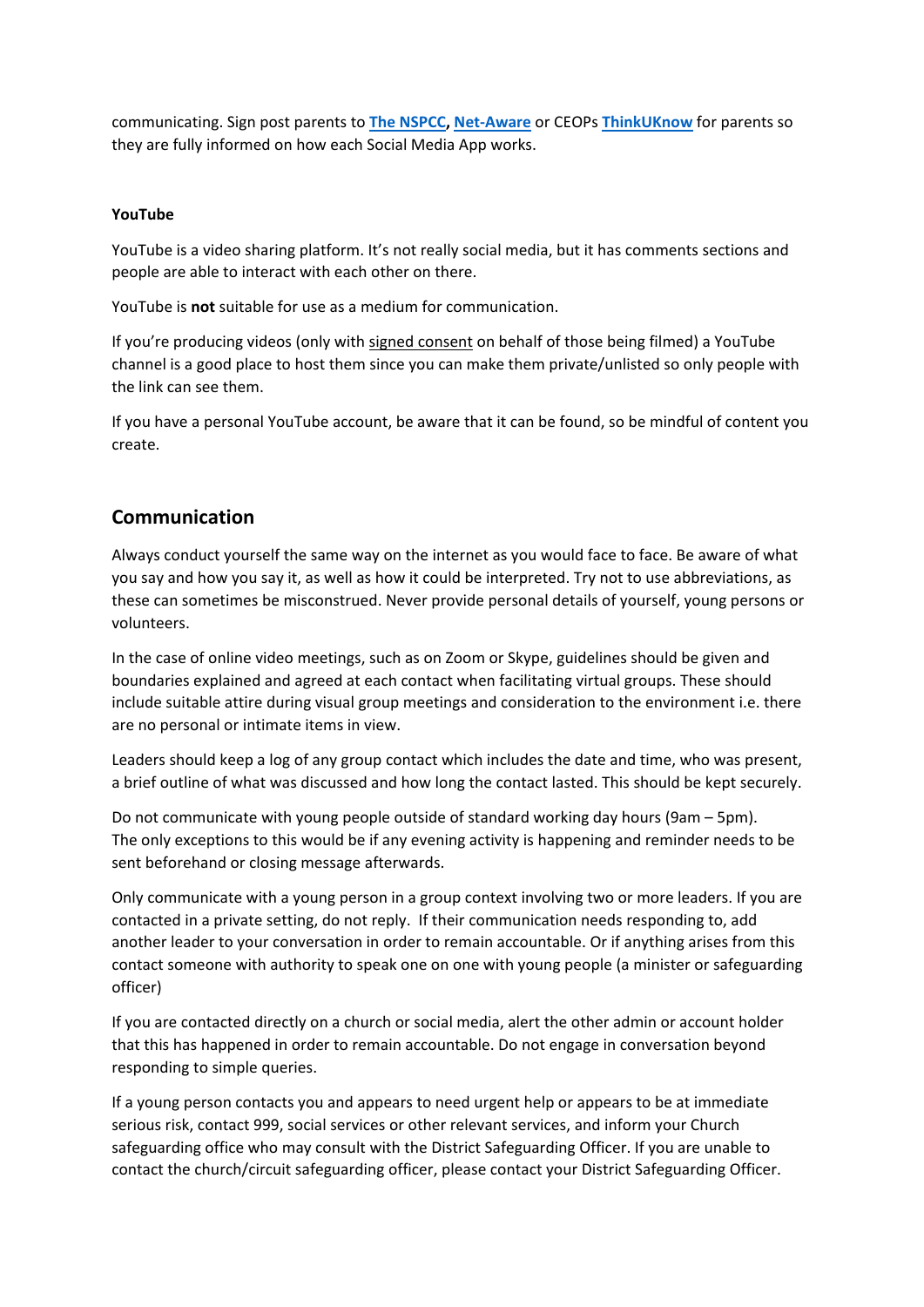communicating. Sign post parents to **The NSPCC, Net-Aware** or CEOPs **ThinkUKnow** for parents so they are fully informed on how each Social Media App works.

**YouTube**

YouTube is a video sharing platform. It's not really social media, but it has comments sections and people are able to interact with each other on there.

YouTube is **not** suitable for use as a medium for communication.

If you're producing videos (only with signed consent on behalf of those being filmed) a YouTube channel is a good place to host them since you can make them private/unlisted so only people with the link can see them.

If you have a personal YouTube account, be aware that it can be found, so be mindful of content you create.

## Communication

Always conduct yourself the same way on the internet as you would face to face. Be aware of what you say and how you say it, as well as how it could be interpreted. Try not to use abbreviations, as these can sometimes be misconstrued. Never provide personal details of yourself, young persons or volunteers.

In the case of online video meetings, such as on Zoom or Skype, guidelines should be given and boundaries explained and agreed at each contact when facilitating virtual groups. These should include suitable attire during visual group meetings and consideration to the environment i.e. there are no personal or intimate items in view.

Leaders should keep a log of any group contact which includes the date and time, who was present, a brief outline of what was discussed and how long the contact lasted. This should be kept securely.

Do not communicate with young people outside of standard working day hours (9am – 5pm). The only exceptions to this would be if any evening activity is happening and reminder needs to be sent beforehand or closing message afterwards.

Only communicate with a young person in a group context involving two or more leaders. If you are contacted in a private setting, do not reply. If their communication needs responding to, add another leader to your conversation in order to remain accountable. Or if anything arises from this contact someone with authority to speak one on one with young people (a minister or safeguarding officer)

If you are contacted directly on a church or social media, alert the other admin or account holder that this has happened in order to remain accountable. Do not engage in conversation beyond responding to simple queries.

If a young person contacts you and appears to need urgent help or appears to be at immediate serious risk, contact 999, social services or other relevant services, and inform your Church safeguarding office who may consult with the District Safeguarding Officer. If you are unable to contact the church/circuit safeguarding officer, please contact your District Safeguarding Officer.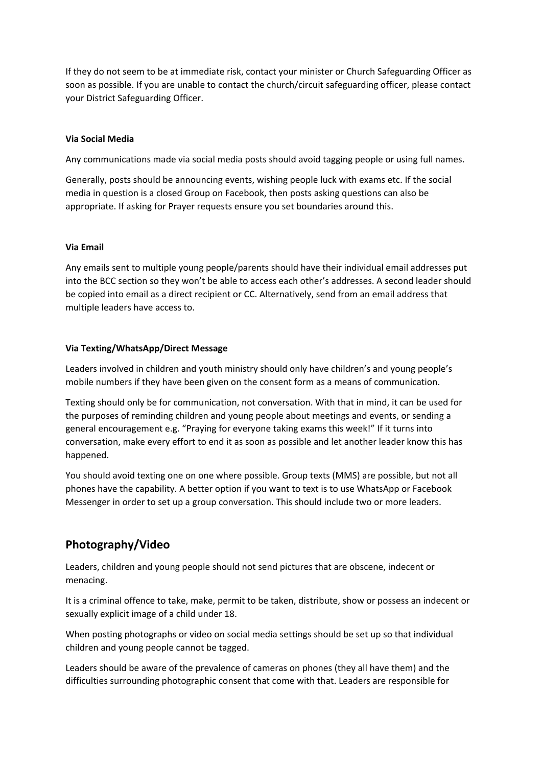If they do not seem to be at immediate risk, contact your minister or Church Safeguarding Officer as soon as possible. If you are unable to contact the church/circuit safeguarding officer, please contact your District Safeguarding Officer.

**Via Social Media**

Any communications made via social media posts should avoid tagging people or using full names.

Generally, posts should be announcing events, wishing people luck with exams etc. If the social media in question is a closed Group on Facebook, then posts asking questions can also be appropriate. If asking for Prayer requests ensure you set boundaries around this.

**Via Email**

Any emails sent to multiple young people/parents should have their individual email addresses put into the BCC section so they won't be able to access each other's addresses. A second leader should be copied into email as a direct recipient or CC. Alternatively, send from an email address that multiple leaders have access to.

**Via Texting/WhatsApp/Direct Message**

Leaders involved in children and youth ministry should only have children's and young people's mobile numbers if they have been given on the consent form as a means of communication.

Texting should only be for communication, not conversation. With that in mind, it can be used for the purposes of reminding children and young people about meetings and events, or sending a general encouragement e.g. "Praying for everyone taking exams this week!" If it turns into conversation, make every effort to end it as soon as possible and let another leader know this has happened.

You should avoid texting one on one where possible. Group texts (MMS) are possible, but not all phones have the capability. A better option if you want to text is to use WhatsApp or Facebook Messenger in order to set up a group conversation. This should include two or more leaders.

## Photography/Video

Leaders, children and young people should not send pictures that are obscene, indecent or menacing.

It is a criminal offence to take, make, permit to be taken, distribute, show or possess an indecent or sexually explicit image of a child under 18.

When posting photographs or video on social media settings should be set up so that individual children and young people cannot be tagged.

Leaders should be aware of the prevalence of cameras on phones (they all have them) and the difficulties surrounding photographic consent that come with that. Leaders are responsible for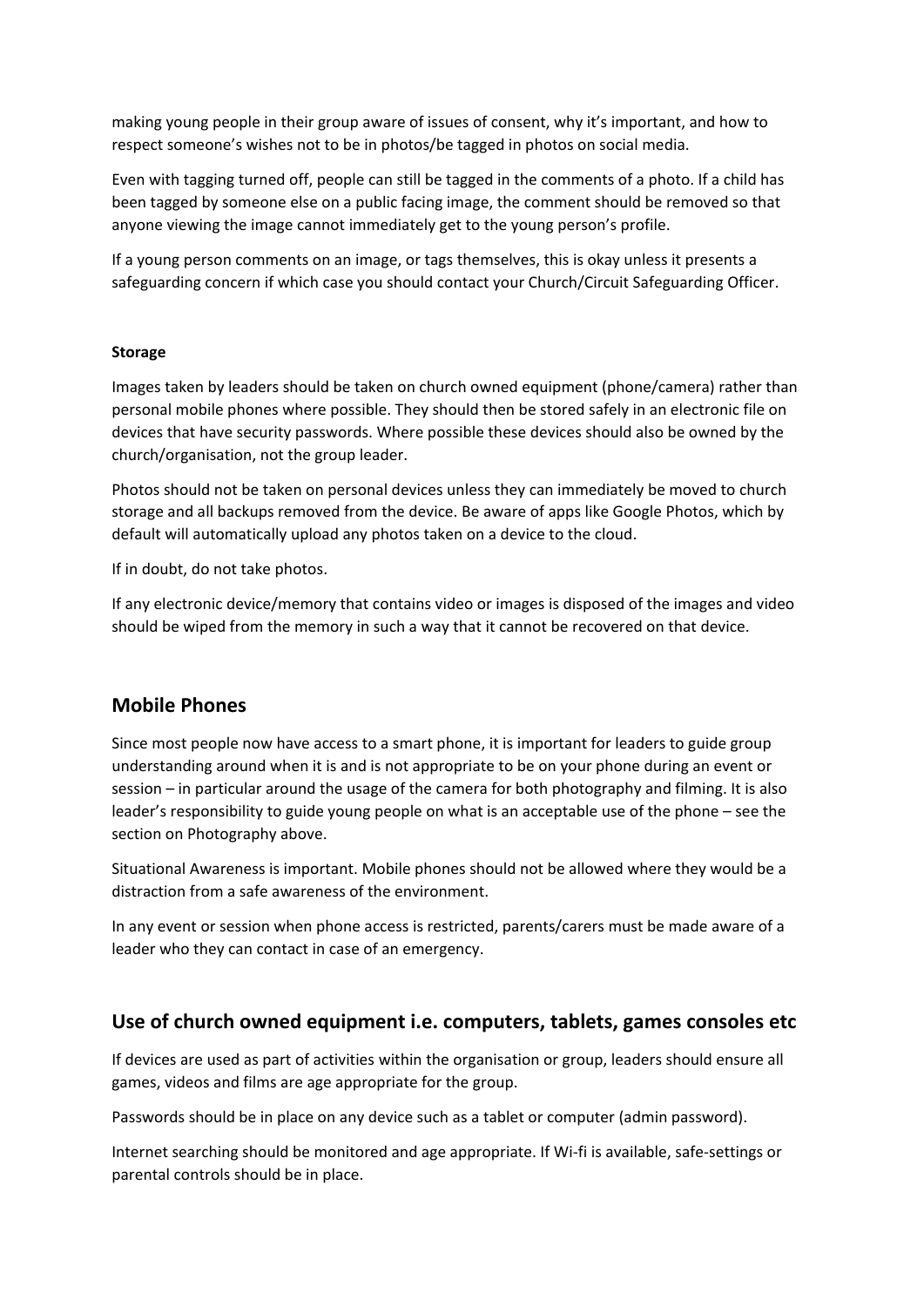making young people in their group aware of issues of consent, why it's important, and how to respect someone's wishes not to be in photos/be tagged in photos on social media.

Even with tagging turned off, people can still be tagged in the comments of a photo. If a child has been tagged by someone else on a public facing image, the comment should be removed so that anyone viewing the image cannot immediately get to the young person's profile.

If a young person comments on an image, or tags themselves, this is okay unless it presents a safeguarding concern if which case you should contact your Church/Circuit Safeguarding Officer.

**Storage**

Images taken by leaders should be taken on church owned equipment (phone/camera) rather than personal mobile phones where possible. They should then be stored safely in an electronic file on devices that have security passwords. Where possible these devices should also be owned by the church/organisation, not the group leader.

Photos should not be taken on personal devices unless they can immediately be moved to church storage and all backups removed from the device. Be aware of apps like Google Photos, which by default will automatically upload any photos taken on a device to the cloud.

If in doubt, do not take photos.

If any electronic device/memory that contains video or images is disposed of the images and video should be wiped from the memory in such a way that it cannot be recovered on that device.

## Mobile Phones

Since most people now have access to a smart phone, it is important for leaders to guide group understanding around when it is and is not appropriate to be on your phone during an event or session – in particular around the usage of the camera for both photography and filming. It is also leader's responsibility to guide young people on what is an acceptable use of the phone – see the section on Photography above.

Situational Awareness is important. Mobile phones should not be allowed where they would be a distraction from a safe awareness of the environment.

In any event or session when phone access is restricted, parents/carers must be made aware of a leader who they can contact in case of an emergency.

## Use of church owned equipment i.e. computers, tablets, games consoles etc

If devices are used as part of activities within the organisation or group, leaders should ensure all games, videos and films are age appropriate for the group.

Passwords should be in place on any device such as a tablet or computer (admin password).

Internet searching should be monitored and age appropriate. If Wi-fi is available, safe-settings or parental controls should be in place.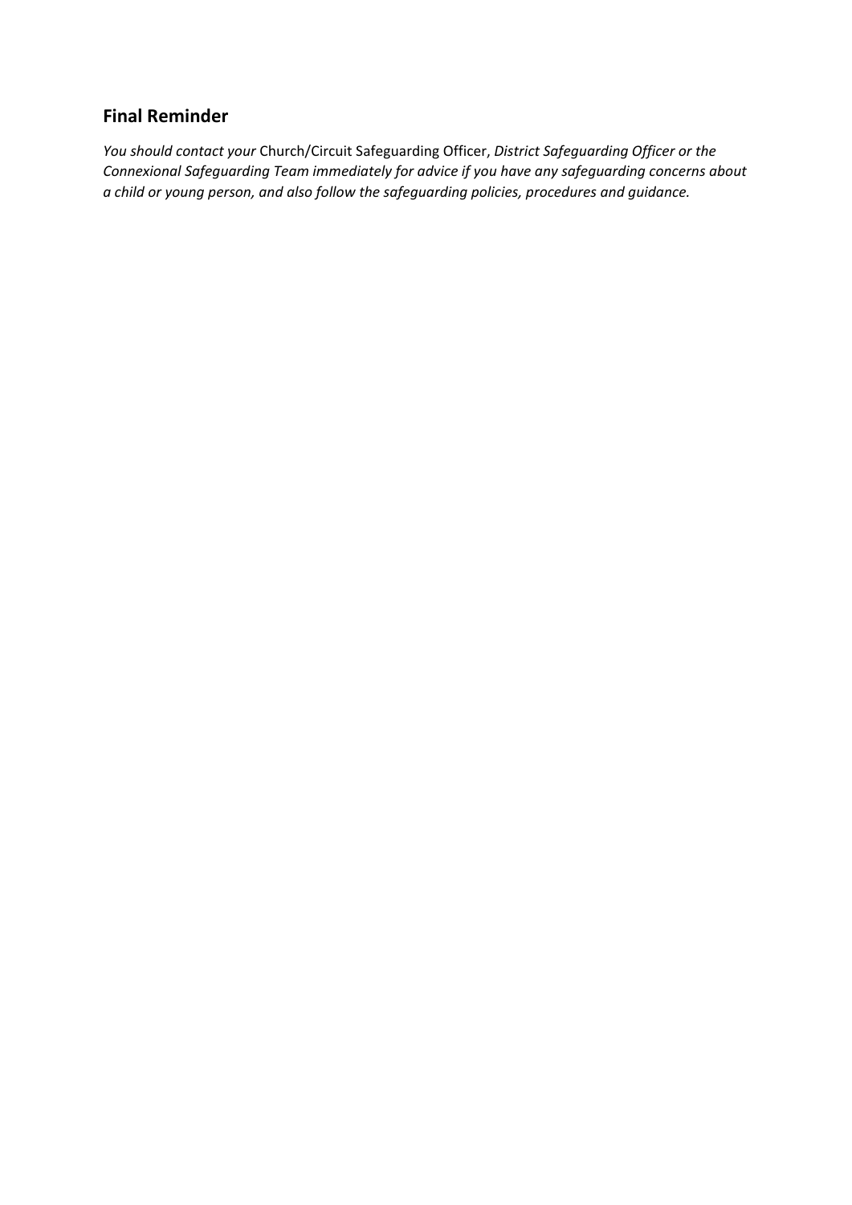## Final Reminder

*You should contact your* Church/Circuit Safeguarding Officer, *District Safeguarding Officer or the Connexional Safeguarding Team immediately for advice if you have any safeguarding concerns about a child or young person, and also follow the safeguarding policies, procedures and guidance.*